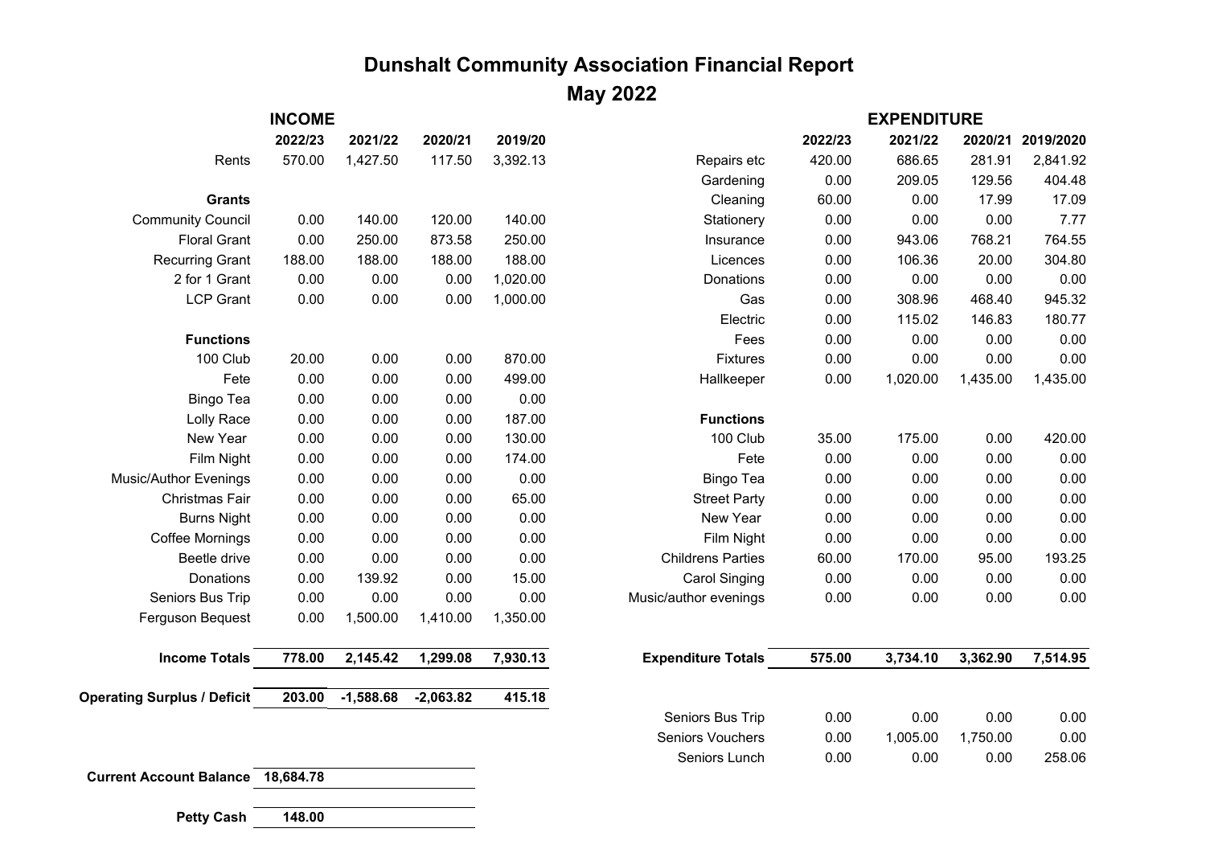# Dunshalt Community Association Financial Report

## May 2022

### INCOME

| | 2022/23 | 2021/22 | 2020/21 | 2019/20 |
|---|---|---|---|---|
| Rents | 570.00 | 1,427.50 | 117.50 | 3,392.13 |
| **Grants** | | | | |
| Community Council | 0.00 | 140.00 | 120.00 | 140.00 |
| Floral Grant | 0.00 | 250.00 | 873.58 | 250.00 |
| Recurring Grant | 188.00 | 188.00 | 188.00 | 188.00 |
| 2 for 1 Grant | 0.00 | 0.00 | 0.00 | 1,020.00 |
| LCP Grant | 0.00 | 0.00 | 0.00 | 1,000.00 |
| **Functions** | | | | |
| 100 Club | 20.00 | 0.00 | 0.00 | 870.00 |
| Fete | 0.00 | 0.00 | 0.00 | 499.00 |
| Bingo Tea | 0.00 | 0.00 | 0.00 | 0.00 |
| Lolly Race | 0.00 | 0.00 | 0.00 | 187.00 |
| New Year | 0.00 | 0.00 | 0.00 | 130.00 |
| Film Night | 0.00 | 0.00 | 0.00 | 174.00 |
| Music/Author Evenings | 0.00 | 0.00 | 0.00 | 0.00 |
| Christmas Fair | 0.00 | 0.00 | 0.00 | 65.00 |
| Burns Night | 0.00 | 0.00 | 0.00 | 0.00 |
| Coffee Mornings | 0.00 | 0.00 | 0.00 | 0.00 |
| Beetle drive | 0.00 | 0.00 | 0.00 | 0.00 |
| Donations | 0.00 | 139.92 | 0.00 | 15.00 |
| Seniors Bus Trip | 0.00 | 0.00 | 0.00 | 0.00 |
| Ferguson Bequest | 0.00 | 1,500.00 | 1,410.00 | 1,350.00 |
| **Income Totals** | **778.00** | **2,145.42** | **1,299.08** | **7,930.13** |
| **Operating Surplus / Deficit** | **203.00** | **-1,588.68** | **-2,063.82** | **415.18** |

| | |
|---|---|
| **Current Account Balance** | **18,684.78** |
| **Petty Cash** | **148.00** |

### EXPENDITURE

| | 2022/23 | 2021/22 | 2020/21 | 2019/2020 |
|---|---|---|---|---|
| Repairs etc | 420.00 | 686.65 | 281.91 | 2,841.92 |
| Gardening | 0.00 | 209.05 | 129.56 | 404.48 |
| Cleaning | 60.00 | 0.00 | 17.99 | 17.09 |
| Stationery | 0.00 | 0.00 | 0.00 | 7.77 |
| Insurance | 0.00 | 943.06 | 768.21 | 764.55 |
| Licences | 0.00 | 106.36 | 20.00 | 304.80 |
| Donations | 0.00 | 0.00 | 0.00 | 0.00 |
| Gas | 0.00 | 308.96 | 468.40 | 945.32 |
| Electric | 0.00 | 115.02 | 146.83 | 180.77 |
| Fees | 0.00 | 0.00 | 0.00 | 0.00 |
| Fixtures | 0.00 | 0.00 | 0.00 | 0.00 |
| Hallkeeper | 0.00 | 1,020.00 | 1,435.00 | 1,435.00 |
| **Functions** | | | | |
| 100 Club | 35.00 | 175.00 | 0.00 | 420.00 |
| Fete | 0.00 | 0.00 | 0.00 | 0.00 |
| Bingo Tea | 0.00 | 0.00 | 0.00 | 0.00 |
| Street Party | 0.00 | 0.00 | 0.00 | 0.00 |
| New Year | 0.00 | 0.00 | 0.00 | 0.00 |
| Film Night | 0.00 | 0.00 | 0.00 | 0.00 |
| Childrens Parties | 60.00 | 170.00 | 95.00 | 193.25 |
| Carol Singing | 0.00 | 0.00 | 0.00 | 0.00 |
| Music/author evenings | 0.00 | 0.00 | 0.00 | 0.00 |
| **Expenditure Totals** | **575.00** | **3,734.10** | **3,362.90** | **7,514.95** |
| Seniors Bus Trip | 0.00 | 0.00 | 0.00 | 0.00 |
| Seniors Vouchers | 0.00 | 1,005.00 | 1,750.00 | 0.00 |
| Seniors Lunch | 0.00 | 0.00 | 0.00 | 258.06 |